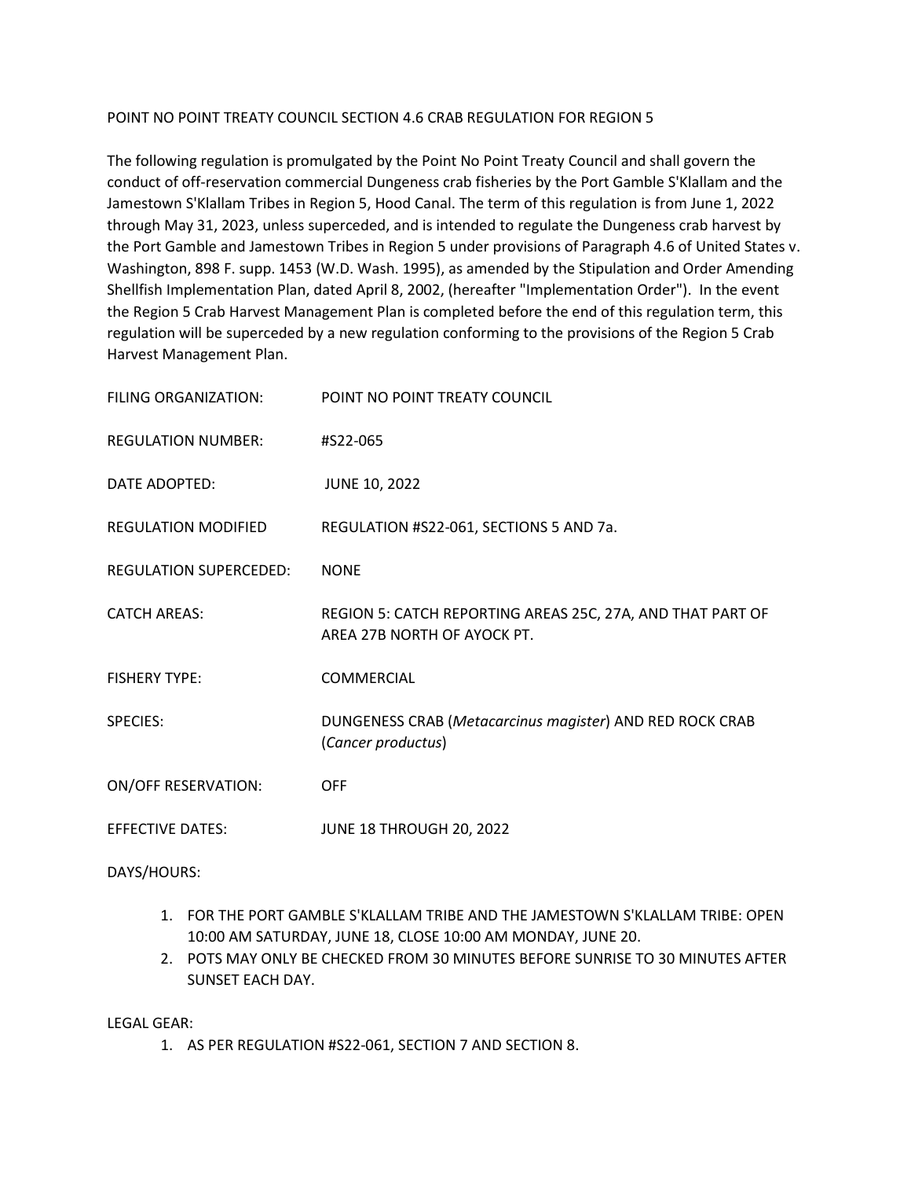POINT NO POINT TREATY COUNCIL SECTION 4.6 CRAB REGULATION FOR REGION 5

The following regulation is promulgated by the Point No Point Treaty Council and shall govern the conduct of off-reservation commercial Dungeness crab fisheries by the Port Gamble S'Klallam and the Jamestown S'Klallam Tribes in Region 5, Hood Canal. The term of this regulation is from June 1, 2022 through May 31, 2023, unless superceded, and is intended to regulate the Dungeness crab harvest by the Port Gamble and Jamestown Tribes in Region 5 under provisions of Paragraph 4.6 of United States v. Washington, 898 F. supp. 1453 (W.D. Wash. 1995), as amended by the Stipulation and Order Amending Shellfish Implementation Plan, dated April 8, 2002, (hereafter "Implementation Order"). In the event the Region 5 Crab Harvest Management Plan is completed before the end of this regulation term, this regulation will be superceded by a new regulation conforming to the provisions of the Region 5 Crab Harvest Management Plan.

FILING ORGANIZATION: POINT NO POINT TREATY COUNCIL

REGULATION NUMBER: #S22-065

DATE ADOPTED: JUNE 10, 2022

REGULATION MODIFIED: REGULATION #S22-061, SECTIONS 5 AND 7a.

REGULATION SUPERCEDED: NONE

CATCH AREAS: REGION 5: CATCH REPORTING AREAS 25C, 27A, AND THAT PART OF AREA 27B NORTH OF AYOCK PT.

FISHERY TYPE: COMMERCIAL

SPECIES: DUNGENESS CRAB (*Metacarcinus magister*) AND RED ROCK CRAB (*Cancer productus*)

ON/OFF RESERVATION: OFF

EFFECTIVE DATES: JUNE 18 THROUGH 20, 2022

DAYS/HOURS:

1. FOR THE PORT GAMBLE S'KLALLAM TRIBE AND THE JAMESTOWN S'KLALLAM TRIBE: OPEN 10:00 AM SATURDAY, JUNE 18, CLOSE 10:00 AM MONDAY, JUNE 20.
2. POTS MAY ONLY BE CHECKED FROM 30 MINUTES BEFORE SUNRISE TO 30 MINUTES AFTER SUNSET EACH DAY.

LEGAL GEAR:

1. AS PER REGULATION #S22-061, SECTION 7 AND SECTION 8.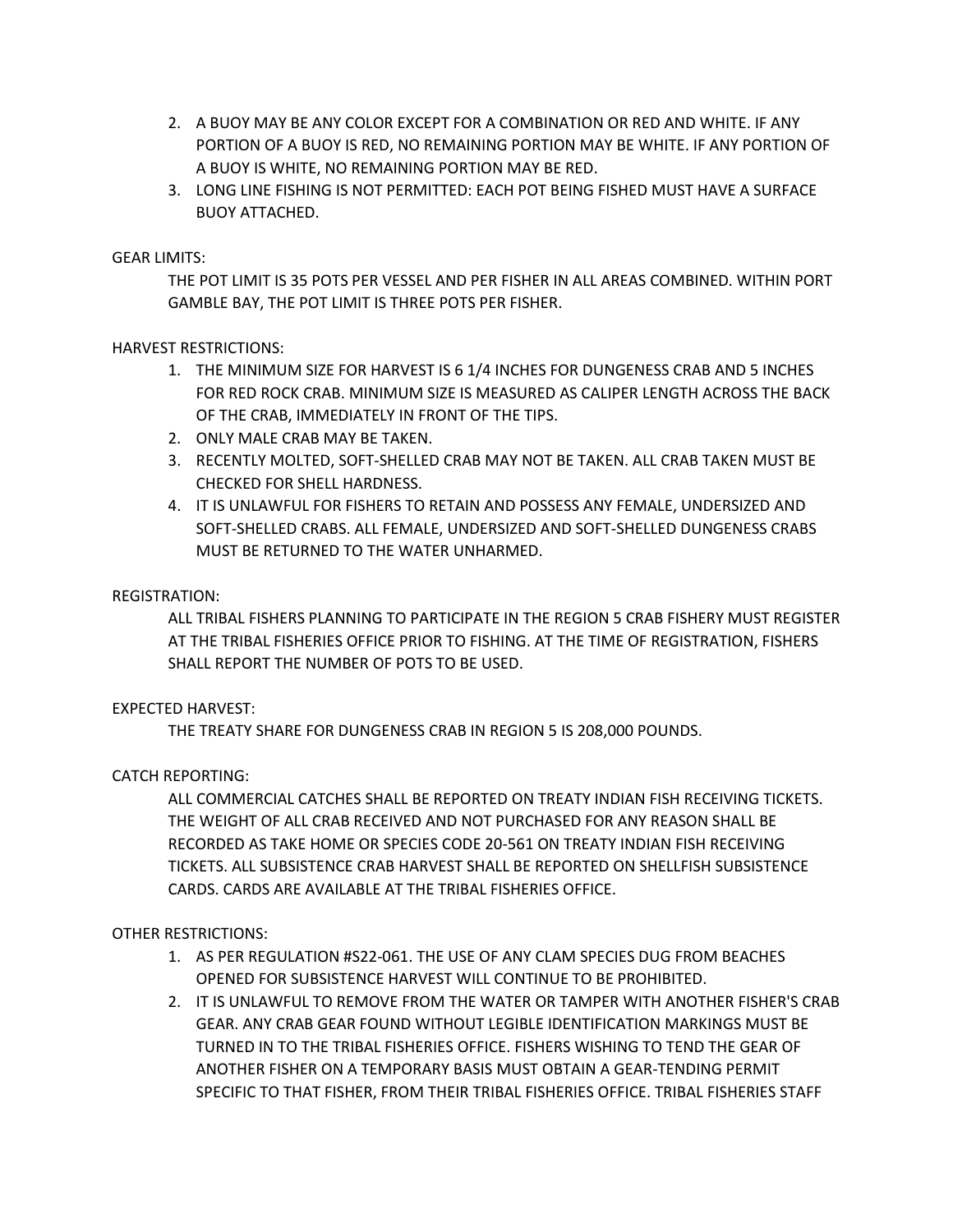2. A BUOY MAY BE ANY COLOR EXCEPT FOR A COMBINATION OR RED AND WHITE. IF ANY PORTION OF A BUOY IS RED, NO REMAINING PORTION MAY BE WHITE. IF ANY PORTION OF A BUOY IS WHITE, NO REMAINING PORTION MAY BE RED.
3. LONG LINE FISHING IS NOT PERMITTED: EACH POT BEING FISHED MUST HAVE A SURFACE BUOY ATTACHED.

GEAR LIMITS:

THE POT LIMIT IS 35 POTS PER VESSEL AND PER FISHER IN ALL AREAS COMBINED. WITHIN PORT GAMBLE BAY, THE POT LIMIT IS THREE POTS PER FISHER.

HARVEST RESTRICTIONS:

1. THE MINIMUM SIZE FOR HARVEST IS 6 1/4 INCHES FOR DUNGENESS CRAB AND 5 INCHES FOR RED ROCK CRAB. MINIMUM SIZE IS MEASURED AS CALIPER LENGTH ACROSS THE BACK OF THE CRAB, IMMEDIATELY IN FRONT OF THE TIPS.
2. ONLY MALE CRAB MAY BE TAKEN.
3. RECENTLY MOLTED, SOFT-SHELLED CRAB MAY NOT BE TAKEN. ALL CRAB TAKEN MUST BE CHECKED FOR SHELL HARDNESS.
4. IT IS UNLAWFUL FOR FISHERS TO RETAIN AND POSSESS ANY FEMALE, UNDERSIZED AND SOFT-SHELLED CRABS. ALL FEMALE, UNDERSIZED AND SOFT-SHELLED DUNGENESS CRABS MUST BE RETURNED TO THE WATER UNHARMED.

REGISTRATION:

ALL TRIBAL FISHERS PLANNING TO PARTICIPATE IN THE REGION 5 CRAB FISHERY MUST REGISTER AT THE TRIBAL FISHERIES OFFICE PRIOR TO FISHING. AT THE TIME OF REGISTRATION, FISHERS SHALL REPORT THE NUMBER OF POTS TO BE USED.

EXPECTED HARVEST:

THE TREATY SHARE FOR DUNGENESS CRAB IN REGION 5 IS 208,000 POUNDS.

CATCH REPORTING:

ALL COMMERCIAL CATCHES SHALL BE REPORTED ON TREATY INDIAN FISH RECEIVING TICKETS. THE WEIGHT OF ALL CRAB RECEIVED AND NOT PURCHASED FOR ANY REASON SHALL BE RECORDED AS TAKE HOME OR SPECIES CODE 20-561 ON TREATY INDIAN FISH RECEIVING TICKETS. ALL SUBSISTENCE CRAB HARVEST SHALL BE REPORTED ON SHELLFISH SUBSISTENCE CARDS. CARDS ARE AVAILABLE AT THE TRIBAL FISHERIES OFFICE.

OTHER RESTRICTIONS:

1. AS PER REGULATION #S22-061. THE USE OF ANY CLAM SPECIES DUG FROM BEACHES OPENED FOR SUBSISTENCE HARVEST WILL CONTINUE TO BE PROHIBITED.
2. IT IS UNLAWFUL TO REMOVE FROM THE WATER OR TAMPER WITH ANOTHER FISHER'S CRAB GEAR. ANY CRAB GEAR FOUND WITHOUT LEGIBLE IDENTIFICATION MARKINGS MUST BE TURNED IN TO THE TRIBAL FISHERIES OFFICE. FISHERS WISHING TO TEND THE GEAR OF ANOTHER FISHER ON A TEMPORARY BASIS MUST OBTAIN A GEAR-TENDING PERMIT SPECIFIC TO THAT FISHER, FROM THEIR TRIBAL FISHERIES OFFICE. TRIBAL FISHERIES STAFF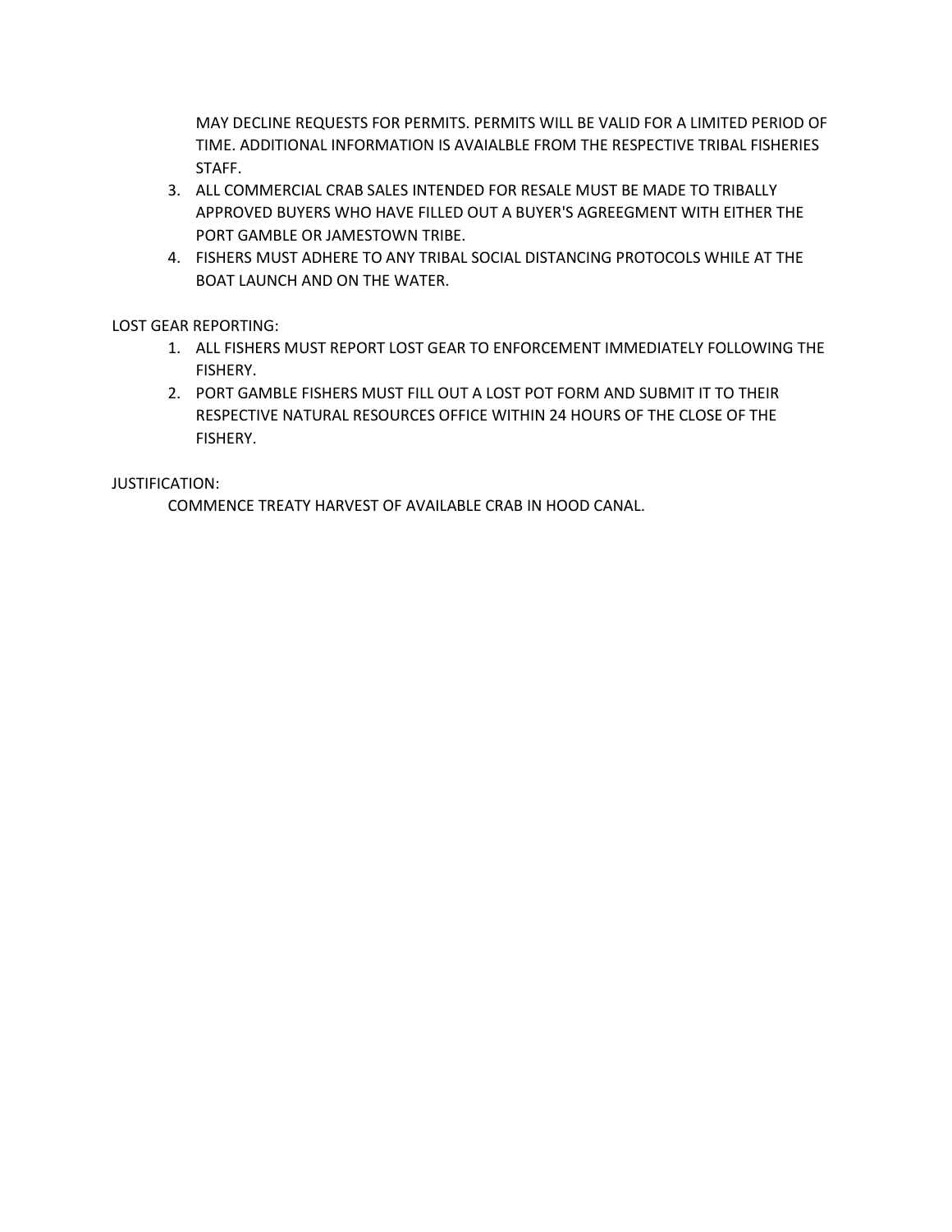MAY DECLINE REQUESTS FOR PERMITS. PERMITS WILL BE VALID FOR A LIMITED PERIOD OF TIME. ADDITIONAL INFORMATION IS AVAIALBLE FROM THE RESPECTIVE TRIBAL FISHERIES STAFF.

3. ALL COMMERCIAL CRAB SALES INTENDED FOR RESALE MUST BE MADE TO TRIBALLY APPROVED BUYERS WHO HAVE FILLED OUT A BUYER'S AGREEGMENT WITH EITHER THE PORT GAMBLE OR JAMESTOWN TRIBE.
4. FISHERS MUST ADHERE TO ANY TRIBAL SOCIAL DISTANCING PROTOCOLS WHILE AT THE BOAT LAUNCH AND ON THE WATER.

LOST GEAR REPORTING:

1. ALL FISHERS MUST REPORT LOST GEAR TO ENFORCEMENT IMMEDIATELY FOLLOWING THE FISHERY.
2. PORT GAMBLE FISHERS MUST FILL OUT A LOST POT FORM AND SUBMIT IT TO THEIR RESPECTIVE NATURAL RESOURCES OFFICE WITHIN 24 HOURS OF THE CLOSE OF THE FISHERY.

JUSTIFICATION:

COMMENCE TREATY HARVEST OF AVAILABLE CRAB IN HOOD CANAL.